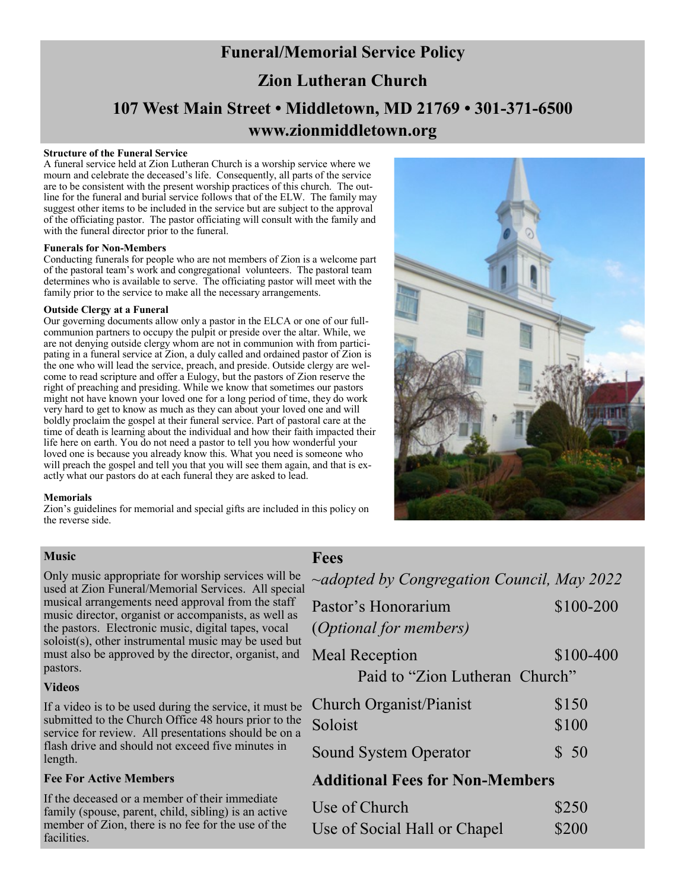# Funeral/Memorial Service Policy

# Zion Lutheran Church

## 107 West Main Street • Middletown, MD 21769 • 301-371-6500

## www.zionmiddletown.org

**Structure of the Funeral Service**

A funeral service held at Zion Lutheran Church is a worship service where we mourn and celebrate the deceased's life. Consequently, all parts of the service are to be consistent with the present worship practices of this church. The outline for the funeral and burial service follows that of the ELW. The family may suggest other items to be included in the service but are subject to the approval of the officiating pastor. The pastor officiating will consult with the family and with the funeral director prior to the funeral.

**Funerals for Non-Members**

Conducting funerals for people who are not members of Zion is a welcome part of the pastoral team's work and congregational volunteers. The pastoral team determines who is available to serve. The officiating pastor will meet with the family prior to the service to make all the necessary arrangements.

**Outside Clergy at a Funeral**

Our governing documents allow only a pastor in the ELCA or one of our full-communion partners to occupy the pulpit or preside over the altar. While, we are not denying outside clergy whom are not in communion with from participating in a funeral service at Zion, a duly called and ordained pastor of Zion is the one who will lead the service, preach, and preside. Outside clergy are welcome to read scripture and offer a Eulogy, but the pastors of Zion reserve the right of preaching and presiding. While we know that sometimes our pastors might not have known your loved one for a long period of time, they do work very hard to get to know as much as they can about your loved one and will boldly proclaim the gospel at their funeral service. Part of pastoral care at the time of death is learning about the individual and how their faith impacted their life here on earth. You do not need a pastor to tell you how wonderful your loved one is because you already know this. What you need is someone who will preach the gospel and tell you that you will see them again, and that is exactly what our pastors do at each funeral they are asked to lead.

**Memorials**

Zion's guidelines for memorial and special gifts are included in this policy on the reverse side.

**Music**

Only music appropriate for worship services will be used at Zion Funeral/Memorial Services. All special musical arrangements need approval from the staff music director, organist or accompanists, as well as the pastors. Electronic music, digital tapes, vocal soloist(s), other instrumental music may be used but must also be approved by the director, organist, and pastors.

**Videos**

If a video is to be used during the service, it must be submitted to the Church Office 48 hours prior to the service for review. All presentations should be on a flash drive and should not exceed five minutes in length.

**Fee For Active Members**

If the deceased or a member of their immediate family (spouse, parent, child, sibling) is an active member of Zion, there is no fee for the use of the facilities.

**Fees**

*~adopted by Congregation Council, May 2022*

| | |
|---|---|
| Pastor's Honorarium (*Optional for members)* | $100-200 |
| Meal Reception | $100-400 |
| Paid to "Zion Lutheran Church" | |
| Church Organist/Pianist | $150 |
| Soloist | $100 |
| Sound System Operator | $ 50 |

**Additional Fees for Non-Members**

| | |
|---|---|
| Use of Church | $250 |
| Use of Social Hall or Chapel | $200 |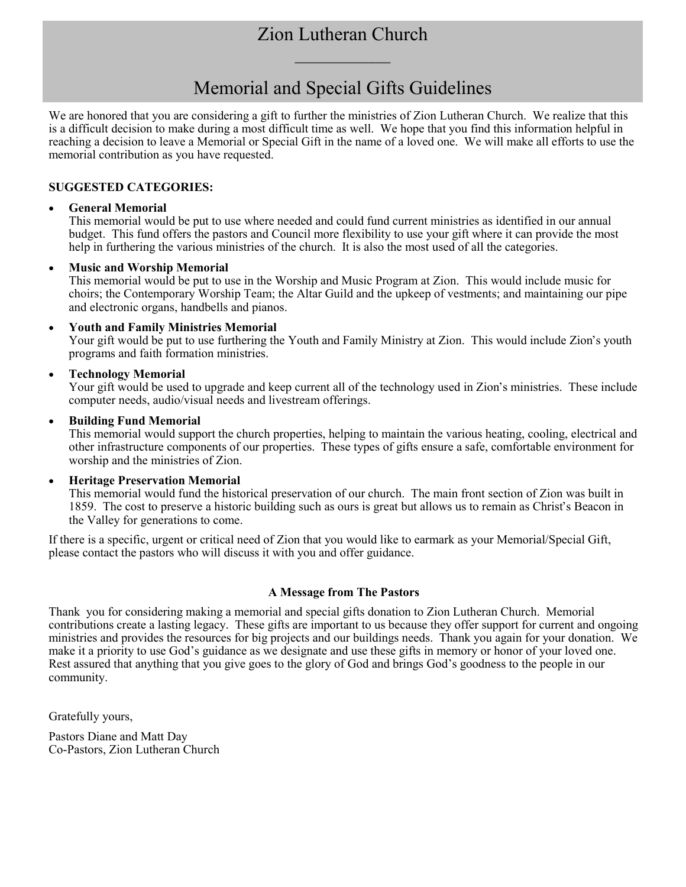# Zion Lutheran Church

## Memorial and Special Gifts Guidelines

We are honored that you are considering a gift to further the ministries of Zion Lutheran Church. We realize that this is a difficult decision to make during a most difficult time as well. We hope that you find this information helpful in reaching a decision to leave a Memorial or Special Gift in the name of a loved one. We will make all efforts to use the memorial contribution as you have requested.

**SUGGESTED CATEGORIES:**

- **General Memorial**
  This memorial would be put to use where needed and could fund current ministries as identified in our annual budget. This fund offers the pastors and Council more flexibility to use your gift where it can provide the most help in furthering the various ministries of the church. It is also the most used of all the categories.
- **Music and Worship Memorial**
  This memorial would be put to use in the Worship and Music Program at Zion. This would include music for choirs; the Contemporary Worship Team; the Altar Guild and the upkeep of vestments; and maintaining our pipe and electronic organs, handbells and pianos.
- **Youth and Family Ministries Memorial**
  Your gift would be put to use furthering the Youth and Family Ministry at Zion. This would include Zion's youth programs and faith formation ministries.
- **Technology Memorial**
  Your gift would be used to upgrade and keep current all of the technology used in Zion's ministries. These include computer needs, audio/visual needs and livestream offerings.
- **Building Fund Memorial**
  This memorial would support the church properties, helping to maintain the various heating, cooling, electrical and other infrastructure components of our properties. These types of gifts ensure a safe, comfortable environment for worship and the ministries of Zion.
- **Heritage Preservation Memorial**
  This memorial would fund the historical preservation of our church. The main front section of Zion was built in 1859. The cost to preserve a historic building such as ours is great but allows us to remain as Christ's Beacon in the Valley for generations to come.

If there is a specific, urgent or critical need of Zion that you would like to earmark as your Memorial/Special Gift, please contact the pastors who will discuss it with you and offer guidance.

**A Message from The Pastors**

Thank you for considering making a memorial and special gifts donation to Zion Lutheran Church. Memorial contributions create a lasting legacy. These gifts are important to us because they offer support for current and ongoing ministries and provides the resources for big projects and our buildings needs. Thank you again for your donation. We make it a priority to use God's guidance as we designate and use these gifts in memory or honor of your loved one. Rest assured that anything that you give goes to the glory of God and brings God's goodness to the people in our community.

Gratefully yours,

Pastors Diane and Matt Day
Co-Pastors, Zion Lutheran Church